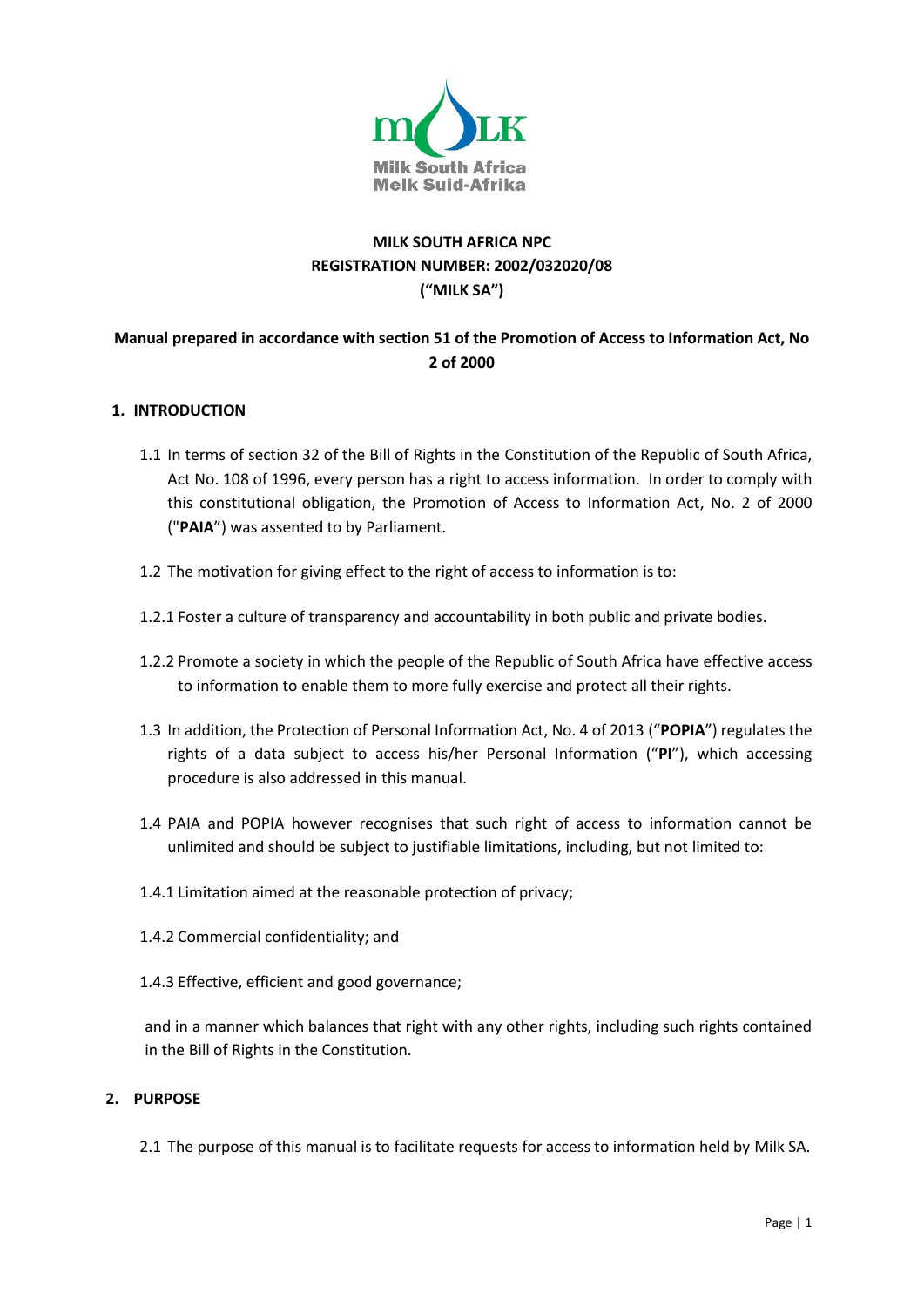# MILK SOUTH AFRICA NPC
## REGISTRATION NUMBER: 2002/032020/08
## ("MILK SA")

**Manual prepared in accordance with section 51 of the Promotion of Access to Information Act, No 2 of 2000**

## 1. INTRODUCTION

1.1 In terms of section 32 of the Bill of Rights in the Constitution of the Republic of South Africa, Act No. 108 of 1996, every person has a right to access information. In order to comply with this constitutional obligation, the Promotion of Access to Information Act, No. 2 of 2000 ("**PAIA**") was assented to by Parliament.

1.2 The motivation for giving effect to the right of access to information is to:

1.2.1 Foster a culture of transparency and accountability in both public and private bodies.

1.2.2 Promote a society in which the people of the Republic of South Africa have effective access to information to enable them to more fully exercise and protect all their rights.

1.3 In addition, the Protection of Personal Information Act, No. 4 of 2013 ("**POPIA**") regulates the rights of a data subject to access his/her Personal Information ("**PI**"), which accessing procedure is also addressed in this manual.

1.4 PAIA and POPIA however recognises that such right of access to information cannot be unlimited and should be subject to justifiable limitations, including, but not limited to:

1.4.1 Limitation aimed at the reasonable protection of privacy;

1.4.2 Commercial confidentiality; and

1.4.3 Effective, efficient and good governance;

and in a manner which balances that right with any other rights, including such rights contained in the Bill of Rights in the Constitution.

## 2. PURPOSE

2.1 The purpose of this manual is to facilitate requests for access to information held by Milk SA.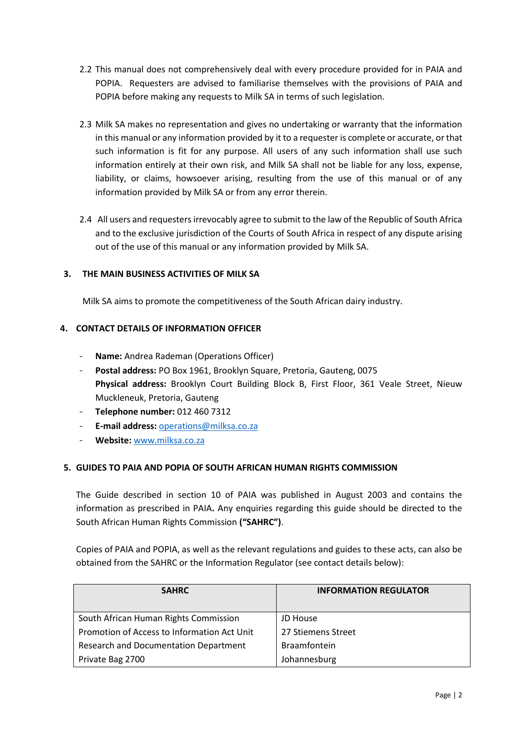2.2 This manual does not comprehensively deal with every procedure provided for in PAIA and POPIA. Requesters are advised to familiarise themselves with the provisions of PAIA and POPIA before making any requests to Milk SA in terms of such legislation.

2.3 Milk SA makes no representation and gives no undertaking or warranty that the information in this manual or any information provided by it to a requester is complete or accurate, or that such information is fit for any purpose. All users of any such information shall use such information entirely at their own risk, and Milk SA shall not be liable for any loss, expense, liability, or claims, howsoever arising, resulting from the use of this manual or of any information provided by Milk SA or from any error therein.

2.4 All users and requesters irrevocably agree to submit to the law of the Republic of South Africa and to the exclusive jurisdiction of the Courts of South Africa in respect of any dispute arising out of the use of this manual or any information provided by Milk SA.

## 3. THE MAIN BUSINESS ACTIVITIES OF MILK SA

Milk SA aims to promote the competitiveness of the South African dairy industry.

## 4. CONTACT DETAILS OF INFORMATION OFFICER

- **Name:** Andrea Rademan (Operations Officer)
- **Postal address:** PO Box 1961, Brooklyn Square, Pretoria, Gauteng, 0075
  **Physical address:** Brooklyn Court Building Block B, First Floor, 361 Veale Street, Nieuw Muckleneuk, Pretoria, Gauteng
- **Telephone number:** 012 460 7312
- **E-mail address:** operations@milksa.co.za
- **Website:** www.milksa.co.za

## 5. GUIDES TO PAIA AND POPIA OF SOUTH AFRICAN HUMAN RIGHTS COMMISSION

The Guide described in section 10 of PAIA was published in August 2003 and contains the information as prescribed in PAIA**.** Any enquiries regarding this guide should be directed to the South African Human Rights Commission **("SAHRC")**.

Copies of PAIA and POPIA, as well as the relevant regulations and guides to these acts, can also be obtained from the SAHRC or the Information Regulator (see contact details below):

| SAHRC | INFORMATION REGULATOR |
|---|---|
| South African Human Rights Commission<br>Promotion of Access to Information Act Unit<br>Research and Documentation Department<br>Private Bag 2700 | JD House<br>27 Stiemens Street<br>Braamfontein<br>Johannesburg |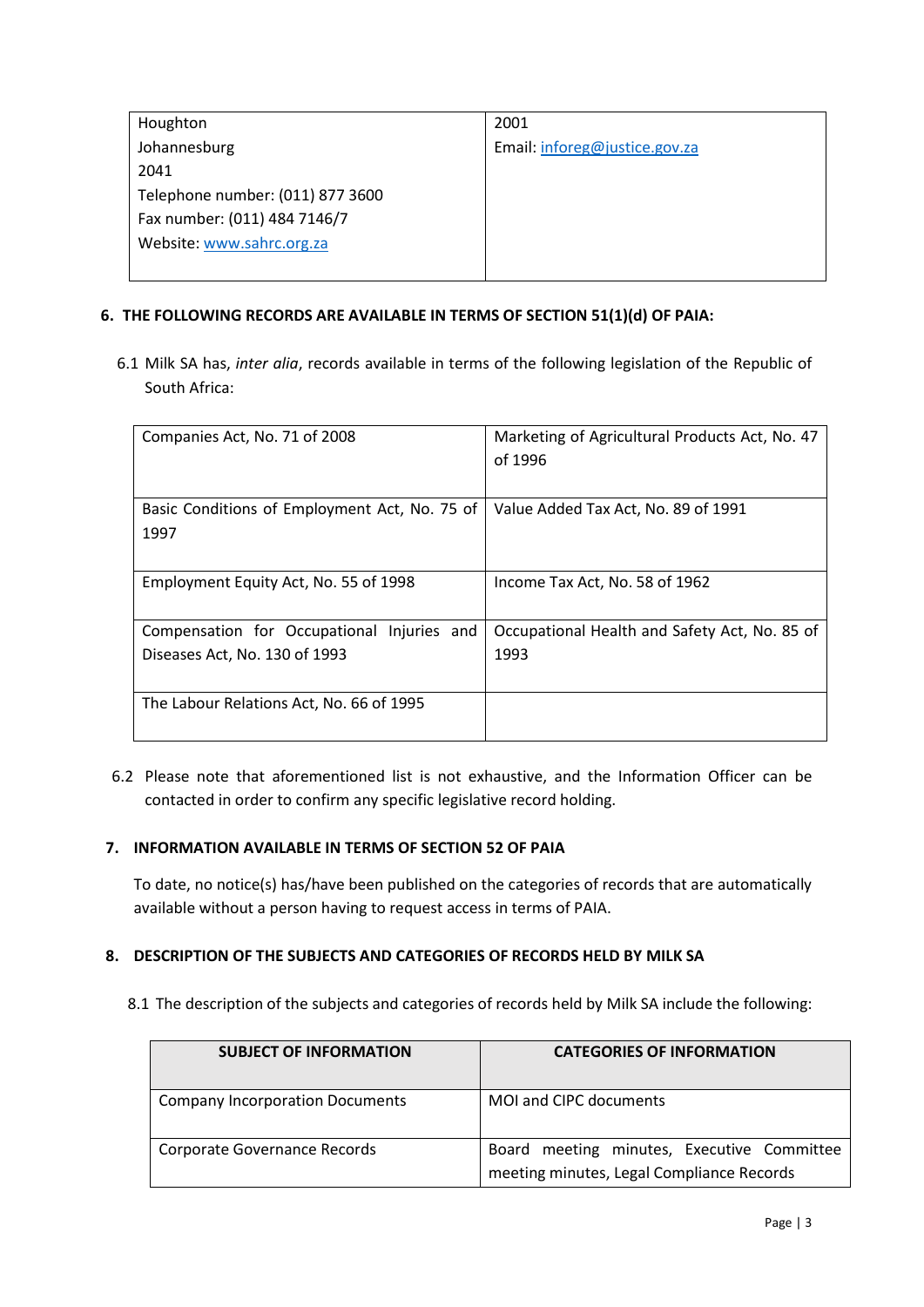| Houghton<br>Johannesburg<br>2041<br>Telephone number: (011) 877 3600<br>Fax number: (011) 484 7146/7<br>Website: www.sahrc.org.za | 2001<br>Email: inforeg@justice.gov.za |
|---|---|

## 6. THE FOLLOWING RECORDS ARE AVAILABLE IN TERMS OF SECTION 51(1)(d) OF PAIA:

6.1 Milk SA has, *inter alia*, records available in terms of the following legislation of the Republic of South Africa:

| | |
|---|---|
| Companies Act, No. 71 of 2008 | Marketing of Agricultural Products Act, No. 47 of 1996 |
| Basic Conditions of Employment Act, No. 75 of 1997 | Value Added Tax Act, No. 89 of 1991 |
| Employment Equity Act, No. 55 of 1998 | Income Tax Act, No. 58 of 1962 |
| Compensation for Occupational Injuries and Diseases Act, No. 130 of 1993 | Occupational Health and Safety Act, No. 85 of 1993 |
| The Labour Relations Act, No. 66 of 1995 | |

6.2 Please note that aforementioned list is not exhaustive, and the Information Officer can be contacted in order to confirm any specific legislative record holding.

## 7. INFORMATION AVAILABLE IN TERMS OF SECTION 52 OF PAIA

To date, no notice(s) has/have been published on the categories of records that are automatically available without a person having to request access in terms of PAIA.

## 8. DESCRIPTION OF THE SUBJECTS AND CATEGORIES OF RECORDS HELD BY MILK SA

8.1 The description of the subjects and categories of records held by Milk SA include the following:

| SUBJECT OF INFORMATION | CATEGORIES OF INFORMATION |
|---|---|
| Company Incorporation Documents | MOI and CIPC documents |
| Corporate Governance Records | Board meeting minutes, Executive Committee meeting minutes, Legal Compliance Records |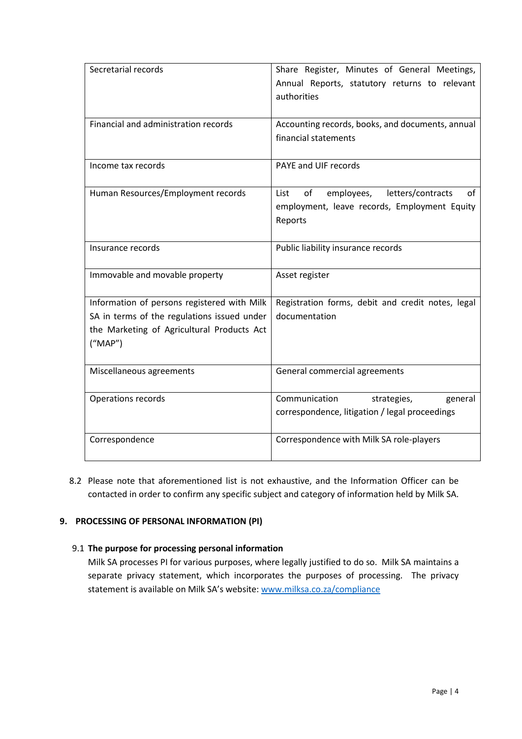| Secretarial records | Share Register, Minutes of General Meetings, Annual Reports, statutory returns to relevant authorities |
|---|---|
| Financial and administration records | Accounting records, books, and documents, annual financial statements |
| Income tax records | PAYE and UIF records |
| Human Resources/Employment records | List of employees, letters/contracts of employment, leave records, Employment Equity Reports |
| Insurance records | Public liability insurance records |
| Immovable and movable property | Asset register |
| Information of persons registered with Milk SA in terms of the regulations issued under the Marketing of Agricultural Products Act ("MAP") | Registration forms, debit and credit notes, legal documentation |
| Miscellaneous agreements | General commercial agreements |
| Operations records | Communication strategies, general correspondence, litigation / legal proceedings |
| Correspondence | Correspondence with Milk SA role-players |

8.2 Please note that aforementioned list is not exhaustive, and the Information Officer can be contacted in order to confirm any specific subject and category of information held by Milk SA.

## 9. PROCESSING OF PERSONAL INFORMATION (PI)

### 9.1 The purpose for processing personal information

Milk SA processes PI for various purposes, where legally justified to do so. Milk SA maintains a separate privacy statement, which incorporates the purposes of processing. The privacy statement is available on Milk SA's website: [www.milksa.co.za/compliance](www.milksa.co.za/compliance)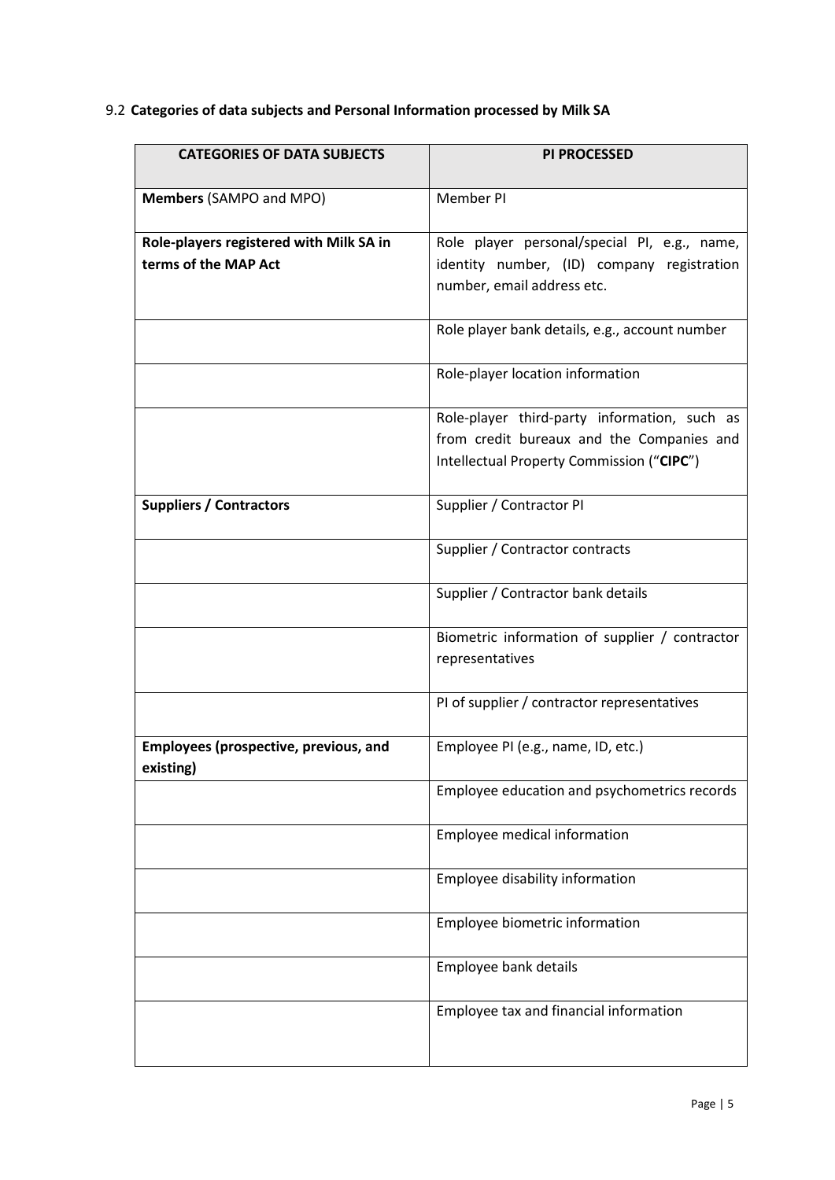9.2 **Categories of data subjects and Personal Information processed by Milk SA**

| CATEGORIES OF DATA SUBJECTS | PI PROCESSED |
| --- | --- |
| **Members** (SAMPO and MPO) | Member PI |
| **Role-players registered with Milk SA in terms of the MAP Act** | Role player personal/special PI, e.g., name, identity number, (ID) company registration number, email address etc. |
| | Role player bank details, e.g., account number |
| | Role-player location information |
| | Role-player third-party information, such as from credit bureaux and the Companies and Intellectual Property Commission ("**CIPC**") |
| **Suppliers / Contractors** | Supplier / Contractor PI |
| | Supplier / Contractor contracts |
| | Supplier / Contractor bank details |
| | Biometric information of supplier / contractor representatives |
| | PI of supplier / contractor representatives |
| **Employees (prospective, previous, and existing)** | Employee PI (e.g., name, ID, etc.) |
| | Employee education and psychometrics records |
| | Employee medical information |
| | Employee disability information |
| | Employee biometric information |
| | Employee bank details |
| | Employee tax and financial information |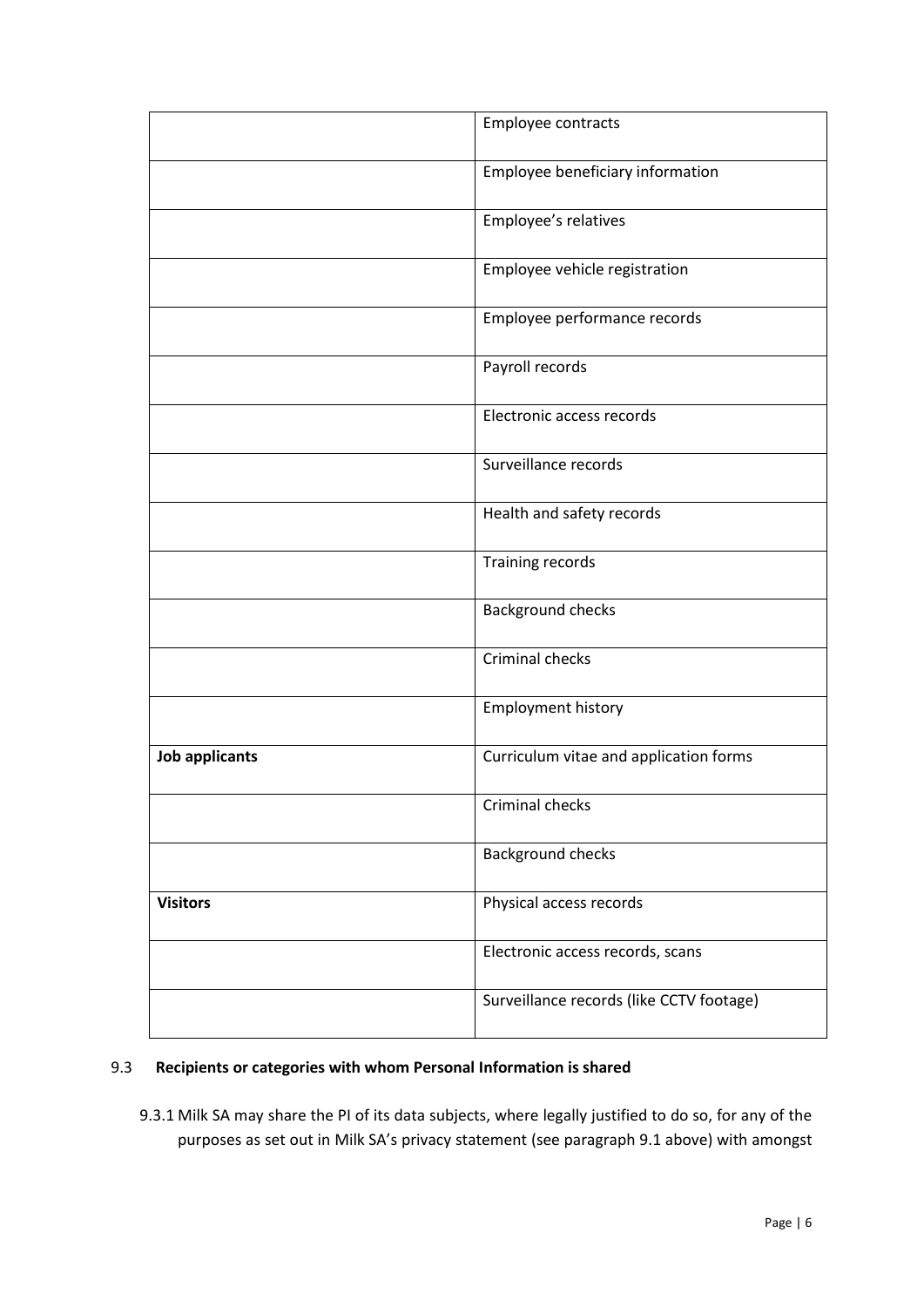| | |
|---|---|
| | Employee contracts |
| | Employee beneficiary information |
| | Employee's relatives |
| | Employee vehicle registration |
| | Employee performance records |
| | Payroll records |
| | Electronic access records |
| | Surveillance records |
| | Health and safety records |
| | Training records |
| | Background checks |
| | Criminal checks |
| | Employment history |
| **Job applicants** | Curriculum vitae and application forms |
| | Criminal checks |
| | Background checks |
| **Visitors** | Physical access records |
| | Electronic access records, scans |
| | Surveillance records (like CCTV footage) |

### 9.3 Recipients or categories with whom Personal Information is shared

9.3.1 Milk SA may share the PI of its data subjects, where legally justified to do so, for any of the purposes as set out in Milk SA's privacy statement (see paragraph 9.1 above) with amongst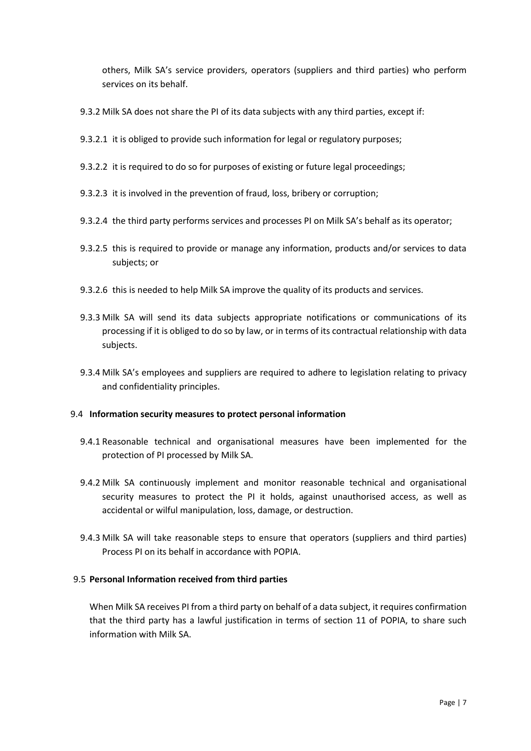others, Milk SA's service providers, operators (suppliers and third parties) who perform services on its behalf.

9.3.2 Milk SA does not share the PI of its data subjects with any third parties, except if:

9.3.2.1 it is obliged to provide such information for legal or regulatory purposes;

9.3.2.2 it is required to do so for purposes of existing or future legal proceedings;

9.3.2.3 it is involved in the prevention of fraud, loss, bribery or corruption;

9.3.2.4 the third party performs services and processes PI on Milk SA's behalf as its operator;

9.3.2.5 this is required to provide or manage any information, products and/or services to data subjects; or

9.3.2.6 this is needed to help Milk SA improve the quality of its products and services.

9.3.3 Milk SA will send its data subjects appropriate notifications or communications of its processing if it is obliged to do so by law, or in terms of its contractual relationship with data subjects.

9.3.4 Milk SA's employees and suppliers are required to adhere to legislation relating to privacy and confidentiality principles.

### 9.4 Information security measures to protect personal information

9.4.1 Reasonable technical and organisational measures have been implemented for the protection of PI processed by Milk SA.

9.4.2 Milk SA continuously implement and monitor reasonable technical and organisational security measures to protect the PI it holds, against unauthorised access, as well as accidental or wilful manipulation, loss, damage, or destruction.

9.4.3 Milk SA will take reasonable steps to ensure that operators (suppliers and third parties) Process PI on its behalf in accordance with POPIA.

### 9.5 Personal Information received from third parties

When Milk SA receives PI from a third party on behalf of a data subject, it requires confirmation that the third party has a lawful justification in terms of section 11 of POPIA, to share such information with Milk SA.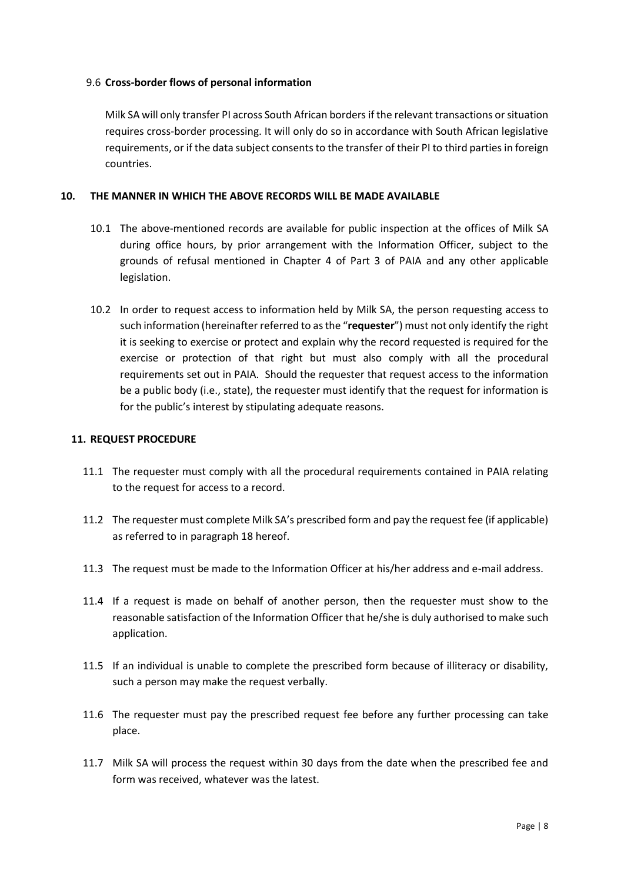### 9.6 Cross-border flows of personal information

Milk SA will only transfer PI across South African borders if the relevant transactions or situation requires cross-border processing. It will only do so in accordance with South African legislative requirements, or if the data subject consents to the transfer of their PI to third parties in foreign countries.

## 10. THE MANNER IN WHICH THE ABOVE RECORDS WILL BE MADE AVAILABLE

10.1 The above-mentioned records are available for public inspection at the offices of Milk SA during office hours, by prior arrangement with the Information Officer, subject to the grounds of refusal mentioned in Chapter 4 of Part 3 of PAIA and any other applicable legislation.

10.2 In order to request access to information held by Milk SA, the person requesting access to such information (hereinafter referred to as the "**requester**") must not only identify the right it is seeking to exercise or protect and explain why the record requested is required for the exercise or protection of that right but must also comply with all the procedural requirements set out in PAIA. Should the requester that request access to the information be a public body (i.e., state), the requester must identify that the request for information is for the public's interest by stipulating adequate reasons.

## 11. REQUEST PROCEDURE

11.1 The requester must comply with all the procedural requirements contained in PAIA relating to the request for access to a record.

11.2 The requester must complete Milk SA's prescribed form and pay the request fee (if applicable) as referred to in paragraph 18 hereof.

11.3 The request must be made to the Information Officer at his/her address and e-mail address.

11.4 If a request is made on behalf of another person, then the requester must show to the reasonable satisfaction of the Information Officer that he/she is duly authorised to make such application.

11.5 If an individual is unable to complete the prescribed form because of illiteracy or disability, such a person may make the request verbally.

11.6 The requester must pay the prescribed request fee before any further processing can take place.

11.7 Milk SA will process the request within 30 days from the date when the prescribed fee and form was received, whatever was the latest.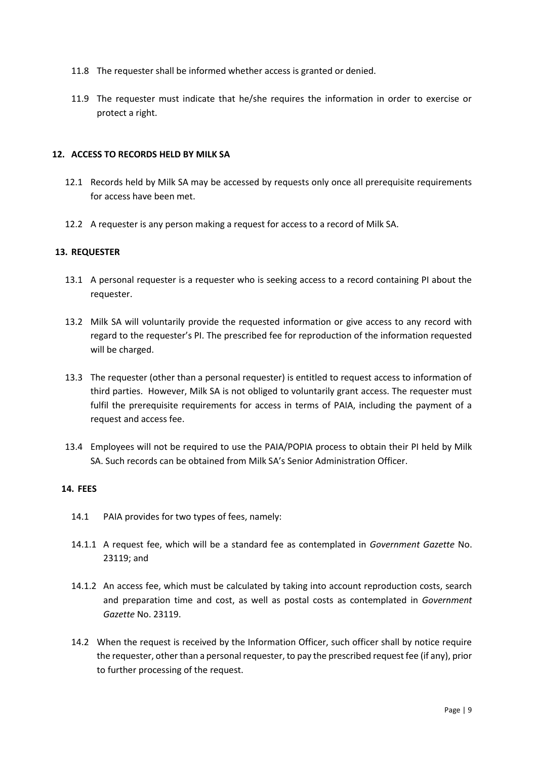11.8 The requester shall be informed whether access is granted or denied.

11.9 The requester must indicate that he/she requires the information in order to exercise or protect a right.

## 12. ACCESS TO RECORDS HELD BY MILK SA

12.1 Records held by Milk SA may be accessed by requests only once all prerequisite requirements for access have been met.

12.2 A requester is any person making a request for access to a record of Milk SA.

## 13. REQUESTER

13.1 A personal requester is a requester who is seeking access to a record containing PI about the requester.

13.2 Milk SA will voluntarily provide the requested information or give access to any record with regard to the requester's PI. The prescribed fee for reproduction of the information requested will be charged.

13.3 The requester (other than a personal requester) is entitled to request access to information of third parties. However, Milk SA is not obliged to voluntarily grant access. The requester must fulfil the prerequisite requirements for access in terms of PAIA, including the payment of a request and access fee.

13.4 Employees will not be required to use the PAIA/POPIA process to obtain their PI held by Milk SA. Such records can be obtained from Milk SA's Senior Administration Officer.

## 14. FEES

14.1 PAIA provides for two types of fees, namely:

14.1.1 A request fee, which will be a standard fee as contemplated in *Government Gazette* No. 23119; and

14.1.2 An access fee, which must be calculated by taking into account reproduction costs, search and preparation time and cost, as well as postal costs as contemplated in *Government Gazette* No. 23119.

14.2 When the request is received by the Information Officer, such officer shall by notice require the requester, other than a personal requester, to pay the prescribed request fee (if any), prior to further processing of the request.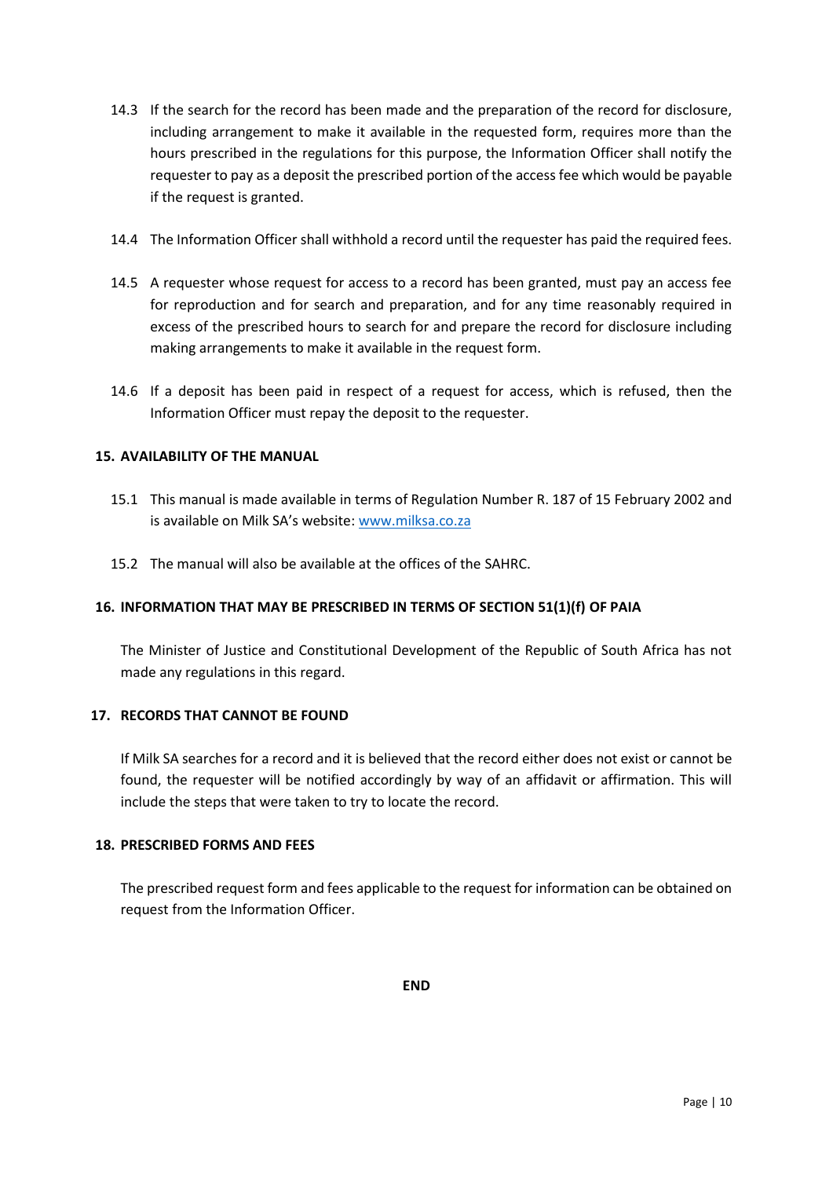14.3 If the search for the record has been made and the preparation of the record for disclosure, including arrangement to make it available in the requested form, requires more than the hours prescribed in the regulations for this purpose, the Information Officer shall notify the requester to pay as a deposit the prescribed portion of the access fee which would be payable if the request is granted.

14.4 The Information Officer shall withhold a record until the requester has paid the required fees.

14.5 A requester whose request for access to a record has been granted, must pay an access fee for reproduction and for search and preparation, and for any time reasonably required in excess of the prescribed hours to search for and prepare the record for disclosure including making arrangements to make it available in the request form.

14.6 If a deposit has been paid in respect of a request for access, which is refused, then the Information Officer must repay the deposit to the requester.

## 15. AVAILABILITY OF THE MANUAL

15.1 This manual is made available in terms of Regulation Number R. 187 of 15 February 2002 and is available on Milk SA's website: [www.milksa.co.za](www.milksa.co.za)

15.2 The manual will also be available at the offices of the SAHRC.

## 16. INFORMATION THAT MAY BE PRESCRIBED IN TERMS OF SECTION 51(1)(f) OF PAIA

The Minister of Justice and Constitutional Development of the Republic of South Africa has not made any regulations in this regard.

## 17. RECORDS THAT CANNOT BE FOUND

If Milk SA searches for a record and it is believed that the record either does not exist or cannot be found, the requester will be notified accordingly by way of an affidavit or affirmation. This will include the steps that were taken to try to locate the record.

## 18. PRESCRIBED FORMS AND FEES

The prescribed request form and fees applicable to the request for information can be obtained on request from the Information Officer.

**END**